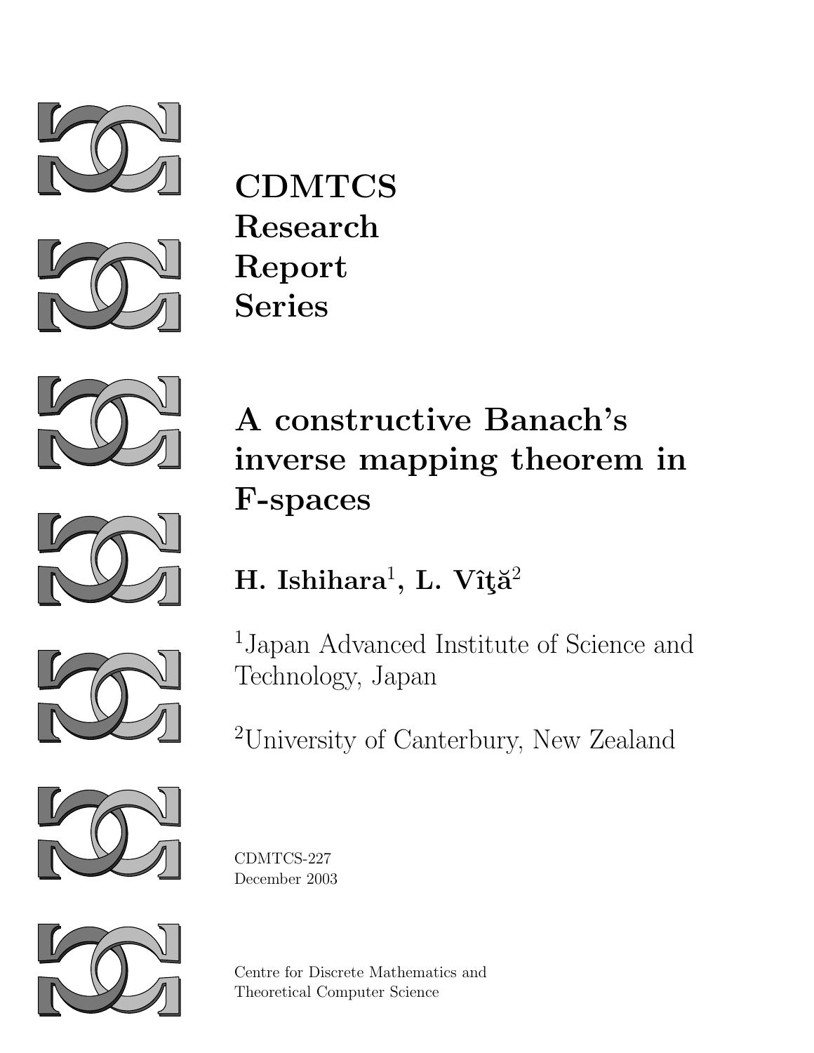**CDMTCS Research Report Series**

# A constructive Banach's inverse mapping theorem in F-spaces

**H. Ishihara[1], L. Vîţă[2]**

[1]Japan Advanced Institute of Science and Technology, Japan

[2]University of Canterbury, New Zealand

CDMTCS-227
December 2003

Centre for Discrete Mathematics and Theoretical Computer Science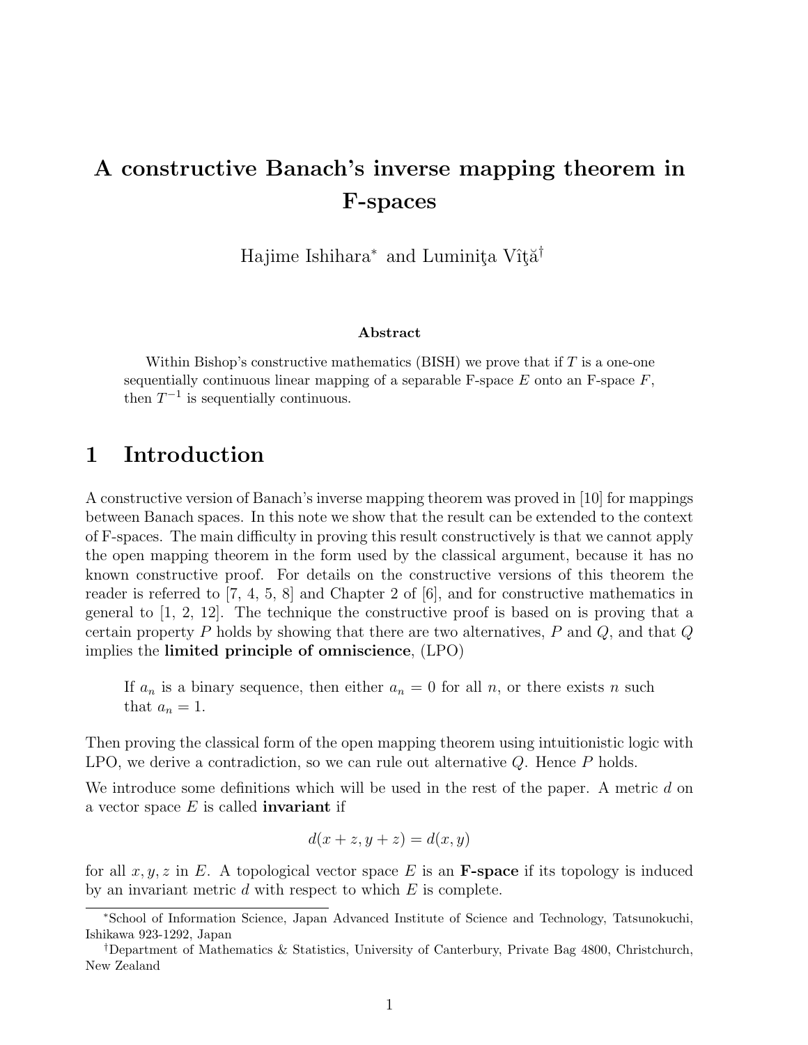# A constructive Banach's inverse mapping theorem in F-spaces

Hajime Ishihara[*] and Luminiţa Vîţă[†]

**Abstract**

Within Bishop's constructive mathematics (BISH) we prove that if $T$ is a one-one sequentially continuous linear mapping of a separable F-space $E$ onto an F-space $F$, then $T^{-1}$ is sequentially continuous.

## 1 Introduction

A constructive version of Banach's inverse mapping theorem was proved in [10] for mappings between Banach spaces. In this note we show that the result can be extended to the context of F-spaces. The main difficulty in proving this result constructively is that we cannot apply the open mapping theorem in the form used by the classical argument, because it has no known constructive proof. For details on the constructive versions of this theorem the reader is referred to [7, 4, 5, 8] and Chapter 2 of [6], and for constructive mathematics in general to [1, 2, 12]. The technique the constructive proof is based on is proving that a certain property $P$ holds by showing that there are two alternatives, $P$ and $Q$, and that $Q$ implies the **limited principle of omniscience**, (LPO)

> If $a_n$ is a binary sequence, then either $a_n = 0$ for all $n$, or there exists $n$ such that $a_n = 1$.

Then proving the classical form of the open mapping theorem using intuitionistic logic with LPO, we derive a contradiction, so we can rule out alternative $Q$. Hence $P$ holds.

We introduce some definitions which will be used in the rest of the paper. A metric $d$ on a vector space $E$ is called **invariant** if

$$d(x + z, y + z) = d(x, y)$$

for all $x, y, z$ in $E$. A topological vector space $E$ is an **F-space** if its topology is induced by an invariant metric $d$ with respect to which $E$ is complete.

[*]School of Information Science, Japan Advanced Institute of Science and Technology, Tatsunokuchi, Ishikawa 923-1292, Japan

[†]Department of Mathematics & Statistics, University of Canterbury, Private Bag 4800, Christchurch, New Zealand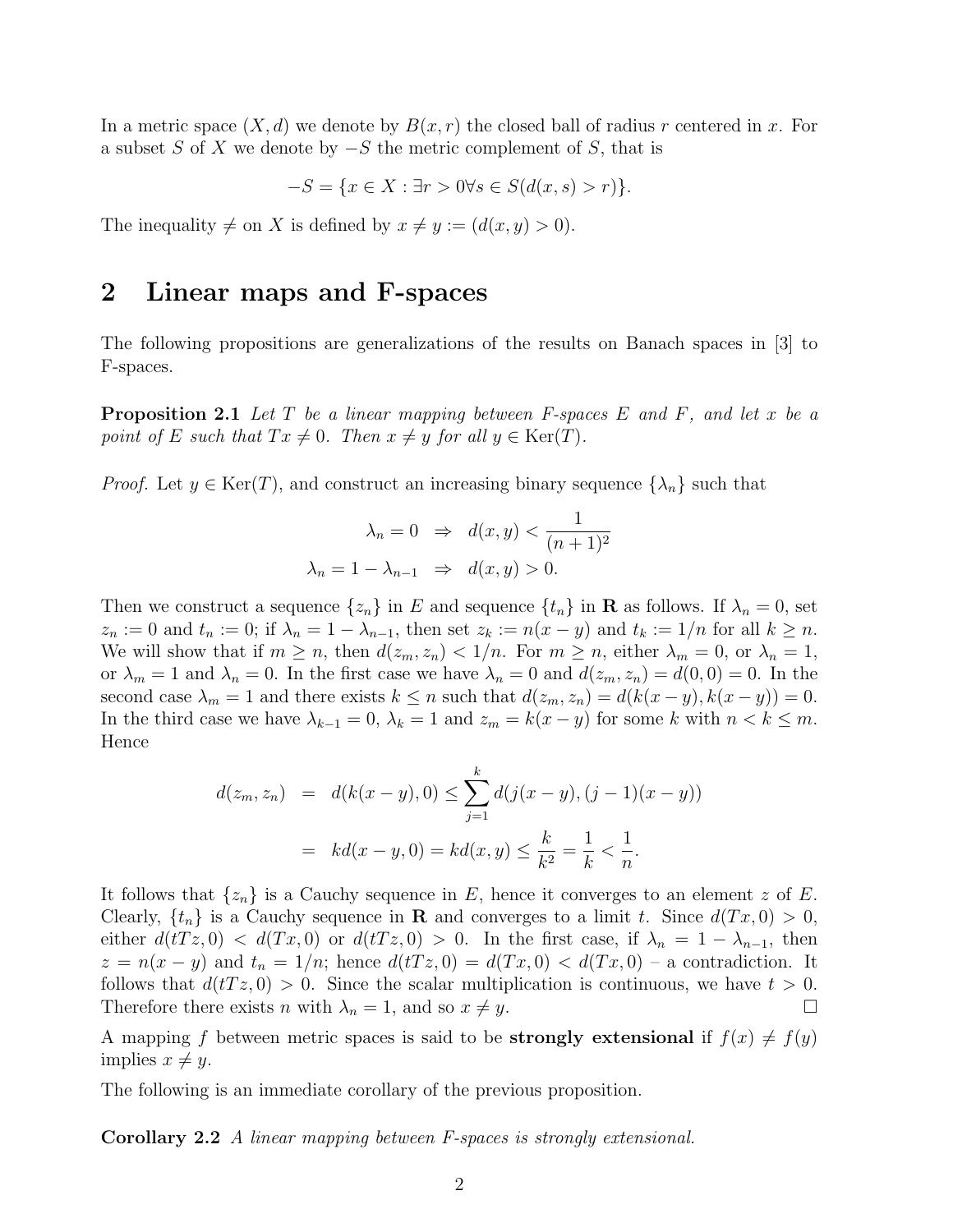In a metric space $(X, d)$ we denote by $B(x, r)$ the closed ball of radius $r$ centered in $x$. For a subset $S$ of $X$ we denote by $-S$ the metric complement of $S$, that is

$$-S = \{x \in X : \exists r > 0 \forall s \in S(d(x, s) > r)\}.$$

The inequality $\neq$ on $X$ is defined by $x \neq y := (d(x, y) > 0)$.

## 2 Linear maps and F-spaces

The following propositions are generalizations of the results on Banach spaces in [3] to F-spaces.

**Proposition 2.1** *Let $T$ be a linear mapping between F-spaces $E$ and $F$, and let $x$ be a point of $E$ such that $Tx \neq 0$. Then $x \neq y$ for all $y \in \mathrm{Ker}(T)$.*

*Proof.* Let $y \in \mathrm{Ker}(T)$, and construct an increasing binary sequence $\{\lambda_n\}$ such that

$$\begin{aligned}
\lambda_n = 0 \quad &\Rightarrow \quad d(x, y) < \frac{1}{(n+1)^2} \\
\lambda_n = 1 - \lambda_{n-1} \quad &\Rightarrow \quad d(x, y) > 0.
\end{aligned}$$

Then we construct a sequence $\{z_n\}$ in $E$ and sequence $\{t_n\}$ in $\mathbf{R}$ as follows. If $\lambda_n = 0$, set $z_n := 0$ and $t_n := 0$; if $\lambda_n = 1 - \lambda_{n-1}$, then set $z_k := n(x - y)$ and $t_k := 1/n$ for all $k \geq n$. We will show that if $m \geq n$, then $d(z_m, z_n) < 1/n$. For $m \geq n$, either $\lambda_m = 0$, or $\lambda_n = 1$, or $\lambda_m = 1$ and $\lambda_n = 0$. In the first case we have $\lambda_n = 0$ and $d(z_m, z_n) = d(0, 0) = 0$. In the second case $\lambda_m = 1$ and there exists $k \leq n$ such that $d(z_m, z_n) = d(k(x - y), k(x - y)) = 0$. In the third case we have $\lambda_{k-1} = 0$, $\lambda_k = 1$ and $z_m = k(x - y)$ for some $k$ with $n < k \leq m$. Hence

$$\begin{aligned}
d(z_m, z_n) &= d(k(x - y), 0) \leq \sum_{j=1}^{k} d(j(x - y), (j - 1)(x - y)) \\
&= kd(x - y, 0) = kd(x, y) \leq \frac{k}{k^2} = \frac{1}{k} < \frac{1}{n}.
\end{aligned}$$

It follows that $\{z_n\}$ is a Cauchy sequence in $E$, hence it converges to an element $z$ of $E$. Clearly, $\{t_n\}$ is a Cauchy sequence in $\mathbf{R}$ and converges to a limit $t$. Since $d(Tx, 0) > 0$, either $d(tTz, 0) < d(Tx, 0)$ or $d(tTz, 0) > 0$. In the first case, if $\lambda_n = 1 - \lambda_{n-1}$, then $z = n(x - y)$ and $t_n = 1/n$; hence $d(tTz, 0) = d(Tx, 0) < d(Tx, 0)$ – a contradiction. It follows that $d(tTz, 0) > 0$. Since the scalar multiplication is continuous, we have $t > 0$. Therefore there exists $n$ with $\lambda_n = 1$, and so $x \neq y$. $\square$

A mapping $f$ between metric spaces is said to be **strongly extensional** if $f(x) \neq f(y)$ implies $x \neq y$.

The following is an immediate corollary of the previous proposition.

**Corollary 2.2** *A linear mapping between F-spaces is strongly extensional.*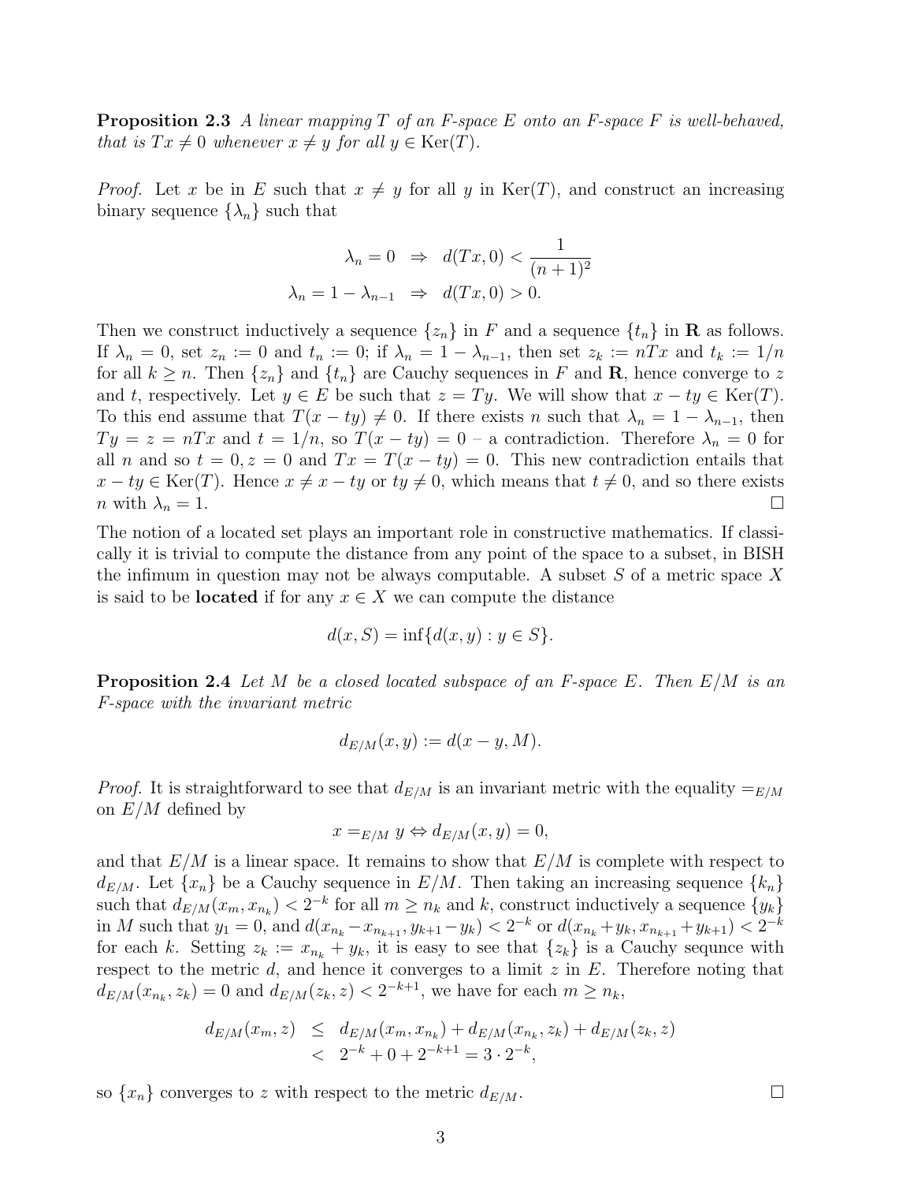**Proposition 2.3** *A linear mapping $T$ of an F-space $E$ onto an F-space $F$ is well-behaved, that is $Tx \neq 0$ whenever $x \neq y$ for all $y \in \text{Ker}(T)$.*

*Proof.* Let $x$ be in $E$ such that $x \neq y$ for all $y$ in $\text{Ker}(T)$, and construct an increasing binary sequence $\{\lambda_n\}$ such that

$$\begin{aligned} \lambda_n = 0 \ &\Rightarrow \ d(Tx, 0) < \frac{1}{(n+1)^2} \\ \lambda_n = 1 - \lambda_{n-1} \ &\Rightarrow \ d(Tx, 0) > 0. \end{aligned}$$

Then we construct inductively a sequence $\{z_n\}$ in $F$ and a sequence $\{t_n\}$ in $\mathbf{R}$ as follows. If $\lambda_n = 0$, set $z_n := 0$ and $t_n := 0$; if $\lambda_n = 1 - \lambda_{n-1}$, then set $z_k := nTx$ and $t_k := 1/n$ for all $k \geq n$. Then $\{z_n\}$ and $\{t_n\}$ are Cauchy sequences in $F$ and $\mathbf{R}$, hence converge to $z$ and $t$, respectively. Let $y \in E$ be such that $z = Ty$. We will show that $x - ty \in \text{Ker}(T)$. To this end assume that $T(x - ty) \neq 0$. If there exists $n$ such that $\lambda_n = 1 - \lambda_{n-1}$, then $Ty = z = nTx$ and $t = 1/n$, so $T(x - ty) = 0$ – a contradiction. Therefore $\lambda_n = 0$ for all $n$ and so $t = 0, z = 0$ and $Tx = T(x - ty) = 0$. This new contradiction entails that $x - ty \in \text{Ker}(T)$. Hence $x \neq x - ty$ or $ty \neq 0$, which means that $t \neq 0$, and so there exists $n$ with $\lambda_n = 1$. □

The notion of a located set plays an important role in constructive mathematics. If classically it is trivial to compute the distance from any point of the space to a subset, in BISH the infimum in question may not be always computable. A subset $S$ of a metric space $X$ is said to be **located** if for any $x \in X$ we can compute the distance

$$d(x, S) = \inf\{d(x, y) : y \in S\}.$$

**Proposition 2.4** *Let $M$ be a closed located subspace of an F-space $E$. Then $E/M$ is an F-space with the invariant metric*

$$d_{E/M}(x, y) := d(x - y, M).$$

*Proof.* It is straightforward to see that $d_{E/M}$ is an invariant metric with the equality $=_{E/M}$ on $E/M$ defined by

$$x =_{E/M} y \Leftrightarrow d_{E/M}(x, y) = 0,$$

and that $E/M$ is a linear space. It remains to show that $E/M$ is complete with respect to $d_{E/M}$. Let $\{x_n\}$ be a Cauchy sequence in $E/M$. Then taking an increasing sequence $\{k_n\}$ such that $d_{E/M}(x_m, x_{n_k}) < 2^{-k}$ for all $m \geq n_k$ and $k$, construct inductively a sequence $\{y_k\}$ in $M$ such that $y_1 = 0$, and $d(x_{n_k} - x_{n_{k+1}}, y_{k+1} - y_k) < 2^{-k}$ or $d(x_{n_k} + y_k, x_{n_{k+1}} + y_{k+1}) < 2^{-k}$ for each $k$. Setting $z_k := x_{n_k} + y_k$, it is easy to see that $\{z_k\}$ is a Cauchy sequnce with respect to the metric $d$, and hence it converges to a limit $z$ in $E$. Therefore noting that $d_{E/M}(x_{n_k}, z_k) = 0$ and $d_{E/M}(z_k, z) < 2^{-k+1}$, we have for each $m \geq n_k$,

$$\begin{aligned} d_{E/M}(x_m, z) &\leq d_{E/M}(x_m, x_{n_k}) + d_{E/M}(x_{n_k}, z_k) + d_{E/M}(z_k, z) \\ &< 2^{-k} + 0 + 2^{-k+1} = 3 \cdot 2^{-k}, \end{aligned}$$

so $\{x_n\}$ converges to $z$ with respect to the metric $d_{E/M}$. □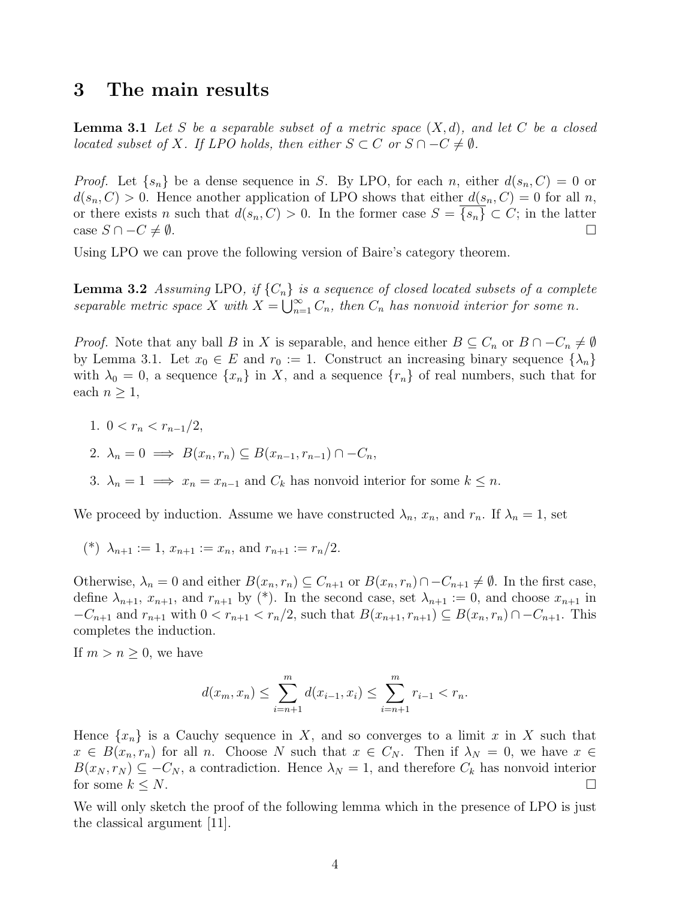## 3 The main results

**Lemma 3.1** *Let $S$ be a separable subset of a metric space $(X, d)$, and let $C$ be a closed located subset of $X$. If LPO holds, then either $S \subset C$ or $S \cap -C \neq \emptyset$.*

*Proof.* Let $\{s_n\}$ be a dense sequence in $S$. By LPO, for each $n$, either $d(s_n, C) = 0$ or $d(s_n, C) > 0$. Hence another application of LPO shows that either $d(s_n, C) = 0$ for all $n$, or there exists $n$ such that $d(s_n, C) > 0$. In the former case $S = \overline{\{s_n\}} \subset C$; in the latter case $S \cap -C \neq \emptyset$. □

Using LPO we can prove the following version of Baire's category theorem.

**Lemma 3.2** *Assuming* LPO, *if $\{C_n\}$ is a sequence of closed located subsets of a complete separable metric space $X$ with $X = \bigcup_{n=1}^{\infty} C_n$, then $C_n$ has nonvoid interior for some $n$.*

*Proof.* Note that any ball $B$ in $X$ is separable, and hence either $B \subseteq C_n$ or $B \cap -C_n \neq \emptyset$ by Lemma 3.1. Let $x_0 \in E$ and $r_0 := 1$. Construct an increasing binary sequence $\{\lambda_n\}$ with $\lambda_0 = 0$, a sequence $\{x_n\}$ in $X$, and a sequence $\{r_n\}$ of real numbers, such that for each $n \geq 1$,

1. $0 < r_n < r_{n-1}/2$,
2. $\lambda_n = 0 \implies B(x_n, r_n) \subseteq B(x_{n-1}, r_{n-1}) \cap -C_n$,
3. $\lambda_n = 1 \implies x_n = x_{n-1}$ and $C_k$ has nonvoid interior for some $k \leq n$.

We proceed by induction. Assume we have constructed $\lambda_n$, $x_n$, and $r_n$. If $\lambda_n = 1$, set

(*) $\lambda_{n+1} := 1$, $x_{n+1} := x_n$, and $r_{n+1} := r_n/2$.

Otherwise, $\lambda_n = 0$ and either $B(x_n, r_n) \subseteq C_{n+1}$ or $B(x_n, r_n) \cap -C_{n+1} \neq \emptyset$. In the first case, define $\lambda_{n+1}$, $x_{n+1}$, and $r_{n+1}$ by (*). In the second case, set $\lambda_{n+1} := 0$, and choose $x_{n+1}$ in $-C_{n+1}$ and $r_{n+1}$ with $0 < r_{n+1} < r_n/2$, such that $B(x_{n+1}, r_{n+1}) \subseteq B(x_n, r_n) \cap -C_{n+1}$. This completes the induction.

If $m > n \geq 0$, we have

$$d(x_m, x_n) \leq \sum_{i=n+1}^{m} d(x_{i-1}, x_i) \leq \sum_{i=n+1}^{m} r_{i-1} < r_n.$$

Hence $\{x_n\}$ is a Cauchy sequence in $X$, and so converges to a limit $x$ in $X$ such that $x \in B(x_n, r_n)$ for all $n$. Choose $N$ such that $x \in C_N$. Then if $\lambda_N = 0$, we have $x \in B(x_N, r_N) \subseteq -C_N$, a contradiction. Hence $\lambda_N = 1$, and therefore $C_k$ has nonvoid interior for some $k \leq N$. □

We will only sketch the proof of the following lemma which in the presence of LPO is just the classical argument [11].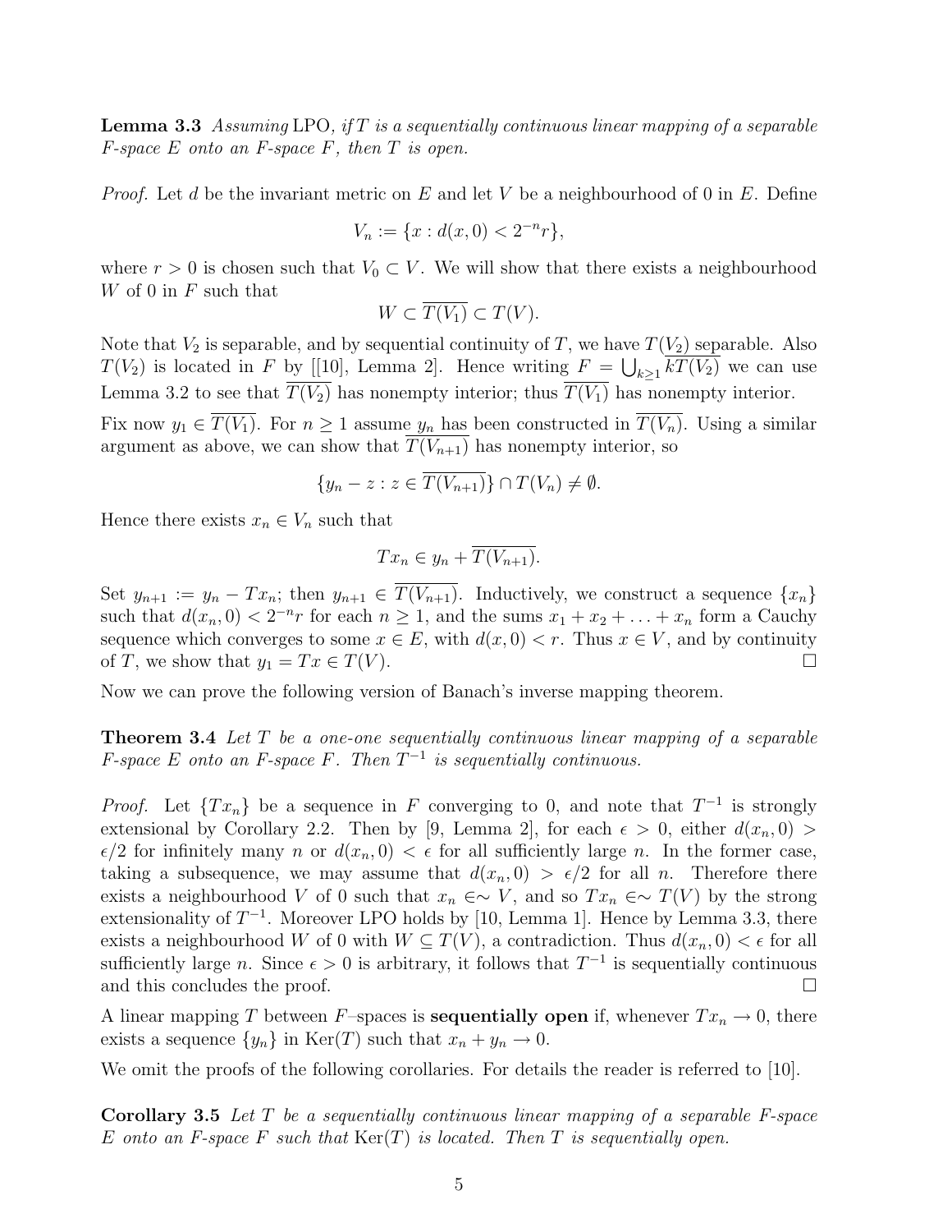**Lemma 3.3** *Assuming* LPO*, if $T$ is a sequentially continuous linear mapping of a separable F-space $E$ onto an F-space $F$, then $T$ is open.*

*Proof.* Let $d$ be the invariant metric on $E$ and let $V$ be a neighbourhood of 0 in $E$. Define

$$V_n := \{x : d(x, 0) < 2^{-n}r\},$$

where $r > 0$ is chosen such that $V_0 \subset V$. We will show that there exists a neighbourhood $W$ of 0 in $F$ such that

$$W \subset \overline{T(V_1)} \subset T(V).$$

Note that $V_2$ is separable, and by sequential continuity of $T$, we have $T(V_2)$ separable. Also $T(V_2)$ is located in $F$ by [[10], Lemma 2]. Hence writing $F = \bigcup_{k \geq 1} k\overline{T(V_2)}$ we can use Lemma 3.2 to see that $\overline{T(V_2)}$ has nonempty interior; thus $\overline{T(V_1)}$ has nonempty interior.

Fix now $y_1 \in \overline{T(V_1)}$. For $n \geq 1$ assume $y_n$ has been constructed in $\overline{T(V_n)}$. Using a similar argument as above, we can show that $\overline{T(V_{n+1})}$ has nonempty interior, so

$$\{y_n - z : z \in \overline{T(V_{n+1})}\} \cap T(V_n) \neq \emptyset.$$

Hence there exists $x_n \in V_n$ such that

$$Tx_n \in y_n + \overline{T(V_{n+1})}.$$

Set $y_{n+1} := y_n - Tx_n$; then $y_{n+1} \in \overline{T(V_{n+1})}$. Inductively, we construct a sequence $\{x_n\}$ such that $d(x_n, 0) < 2^{-n}r$ for each $n \geq 1$, and the sums $x_1 + x_2 + \ldots + x_n$ form a Cauchy sequence which converges to some $x \in E$, with $d(x, 0) < r$. Thus $x \in V$, and by continuity of $T$, we show that $y_1 = Tx \in T(V)$. $\square$

Now we can prove the following version of Banach's inverse mapping theorem.

**Theorem 3.4** *Let $T$ be a one-one sequentially continuous linear mapping of a separable F-space $E$ onto an F-space $F$. Then $T^{-1}$ is sequentially continuous.*

*Proof.* Let $\{Tx_n\}$ be a sequence in $F$ converging to 0, and note that $T^{-1}$ is strongly extensional by Corollary 2.2. Then by [9, Lemma 2], for each $\epsilon > 0$, either $d(x_n, 0) > \epsilon/2$ for infinitely many $n$ or $d(x_n, 0) < \epsilon$ for all sufficiently large $n$. In the former case, taking a subsequence, we may assume that $d(x_n, 0) > \epsilon/2$ for all $n$. Therefore there exists a neighbourhood $V$ of 0 such that $x_n \in\sim V$, and so $Tx_n \in\sim T(V)$ by the strong extensionality of $T^{-1}$. Moreover LPO holds by [10, Lemma 1]. Hence by Lemma 3.3, there exists a neighbourhood $W$ of 0 with $W \subseteq T(V)$, a contradiction. Thus $d(x_n, 0) < \epsilon$ for all sufficiently large $n$. Since $\epsilon > 0$ is arbitrary, it follows that $T^{-1}$ is sequentially continuous and this concludes the proof. $\square$

A linear mapping $T$ between $F$–spaces is **sequentially open** if, whenever $Tx_n \to 0$, there exists a sequence $\{y_n\}$ in $\mathrm{Ker}(T)$ such that $x_n + y_n \to 0$.

We omit the proofs of the following corollaries. For details the reader is referred to [10].

**Corollary 3.5** *Let $T$ be a sequentially continuous linear mapping of a separable F-space $E$ onto an F-space $F$ such that* $\mathrm{Ker}(T)$ *is located. Then $T$ is sequentially open.*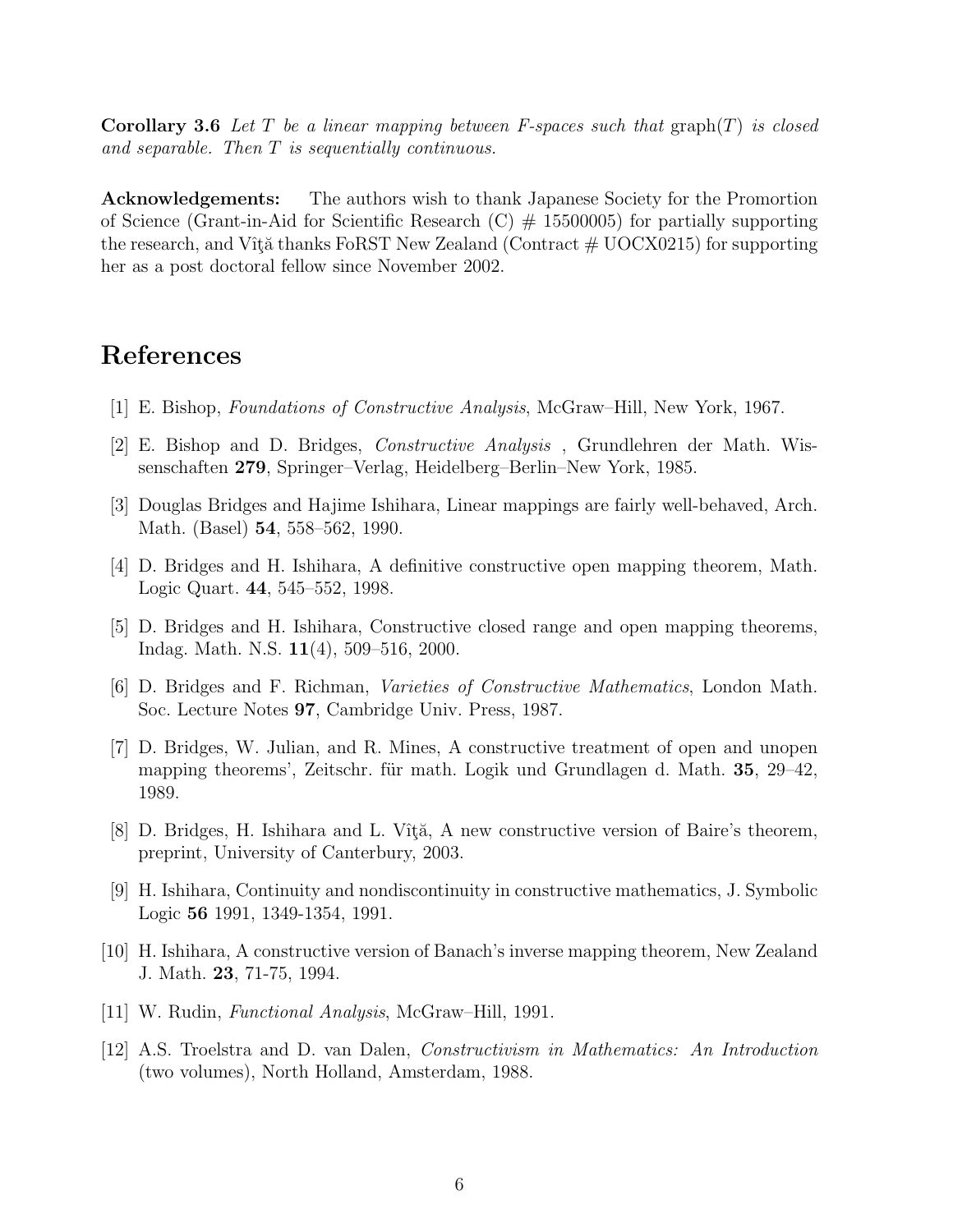**Corollary 3.6** *Let $T$ be a linear mapping between F-spaces such that* graph($T$) *is closed and separable. Then $T$ is sequentially continuous.*

**Acknowledgements:** The authors wish to thank Japanese Society for the Promortion of Science (Grant-in-Aid for Scientific Research (C) # 15500005) for partially supporting the research, and Vîţă thanks FoRST New Zealand (Contract # UOCX0215) for supporting her as a post doctoral fellow since November 2002.

# References

[1] E. Bishop, *Foundations of Constructive Analysis*, McGraw–Hill, New York, 1967.

[2] E. Bishop and D. Bridges, *Constructive Analysis* , Grundlehren der Math. Wissenschaften **279**, Springer–Verlag, Heidelberg–Berlin–New York, 1985.

[3] Douglas Bridges and Hajime Ishihara, Linear mappings are fairly well-behaved, Arch. Math. (Basel) **54**, 558–562, 1990.

[4] D. Bridges and H. Ishihara, A definitive constructive open mapping theorem, Math. Logic Quart. **44**, 545–552, 1998.

[5] D. Bridges and H. Ishihara, Constructive closed range and open mapping theorems, Indag. Math. N.S. **11**(4), 509–516, 2000.

[6] D. Bridges and F. Richman, *Varieties of Constructive Mathematics*, London Math. Soc. Lecture Notes **97**, Cambridge Univ. Press, 1987.

[7] D. Bridges, W. Julian, and R. Mines, A constructive treatment of open and unopen mapping theorems', Zeitschr. für math. Logik und Grundlagen d. Math. **35**, 29–42, 1989.

[8] D. Bridges, H. Ishihara and L. Vîţă, A new constructive version of Baire's theorem, preprint, University of Canterbury, 2003.

[9] H. Ishihara, Continuity and nondiscontinuity in constructive mathematics, J. Symbolic Logic **56** 1991, 1349-1354, 1991.

[10] H. Ishihara, A constructive version of Banach's inverse mapping theorem, New Zealand J. Math. **23**, 71-75, 1994.

[11] W. Rudin, *Functional Analysis*, McGraw–Hill, 1991.

[12] A.S. Troelstra and D. van Dalen, *Constructivism in Mathematics: An Introduction* (two volumes), North Holland, Amsterdam, 1988.